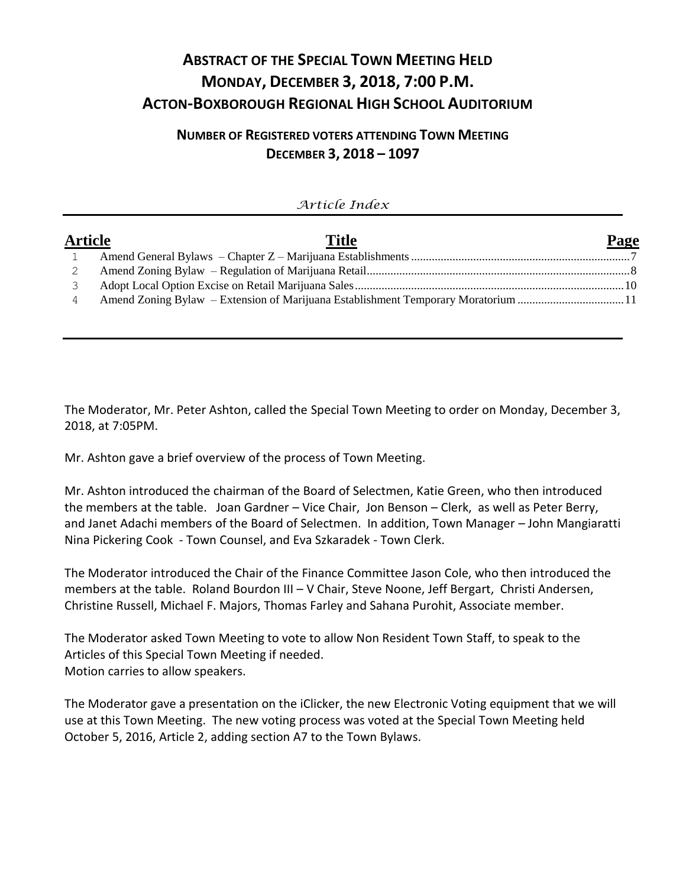# ABSTRACT OF THE SPECIAL TOWN MEETING HELD MONDAY, DECEMBER 3, 2018, 7:00 P.M. ACTON-BOXBOROUGH REGIONAL HIGH SCHOOL AUDITORIUM

## NUMBER OF REGISTERED VOTERS ATTENDING TOWN MEETING DECEMBER 3, 2018 – 1097

*Article Index*

| Article | Title | Page |
|---|---|---|
| 1 | Amend General Bylaws – Chapter Z – Marijuana Establishments | 7 |
| 2 | Amend Zoning Bylaw – Regulation of Marijuana Retail | 8 |
| 3 | Adopt Local Option Excise on Retail Marijuana Sales | 10 |
| 4 | Amend Zoning Bylaw – Extension of Marijuana Establishment Temporary Moratorium | 11 |

The Moderator, Mr. Peter Ashton, called the Special Town Meeting to order on Monday, December 3, 2018, at 7:05PM.

Mr. Ashton gave a brief overview of the process of Town Meeting.

Mr. Ashton introduced the chairman of the Board of Selectmen, Katie Green, who then introduced the members at the table. Joan Gardner – Vice Chair, Jon Benson – Clerk, as well as Peter Berry, and Janet Adachi members of the Board of Selectmen. In addition, Town Manager – John Mangiaratti Nina Pickering Cook - Town Counsel, and Eva Szkaradek - Town Clerk.

The Moderator introduced the Chair of the Finance Committee Jason Cole, who then introduced the members at the table. Roland Bourdon III – V Chair, Steve Noone, Jeff Bergart, Christi Andersen, Christine Russell, Michael F. Majors, Thomas Farley and Sahana Purohit, Associate member.

The Moderator asked Town Meeting to vote to allow Non Resident Town Staff, to speak to the Articles of this Special Town Meeting if needed.
Motion carries to allow speakers.

The Moderator gave a presentation on the iClicker, the new Electronic Voting equipment that we will use at this Town Meeting. The new voting process was voted at the Special Town Meeting held October 5, 2016, Article 2, adding section A7 to the Town Bylaws.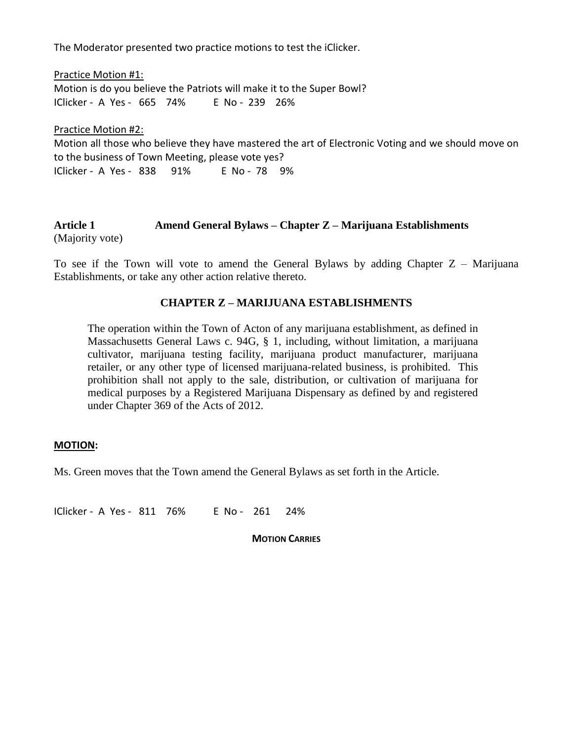The Moderator presented two practice motions to test the iClicker.

Practice Motion #1:

Motion is do you believe the Patriots will make it to the Super Bowl?

IClicker - A Yes - 665 74% E No - 239 26%

Practice Motion #2:

Motion all those who believe they have mastered the art of Electronic Voting and we should move on to the business of Town Meeting, please vote yes?

IClicker - A Yes - 838 91% E No - 78 9%

**Article 1** **Amend General Bylaws – Chapter Z – Marijuana Establishments**
(Majority vote)

To see if the Town will vote to amend the General Bylaws by adding Chapter Z – Marijuana Establishments, or take any other action relative thereto.

**CHAPTER Z – MARIJUANA ESTABLISHMENTS**

> The operation within the Town of Acton of any marijuana establishment, as defined in Massachusetts General Laws c. 94G, § 1, including, without limitation, a marijuana cultivator, marijuana testing facility, marijuana product manufacturer, marijuana retailer, or any other type of licensed marijuana-related business, is prohibited. This prohibition shall not apply to the sale, distribution, or cultivation of marijuana for medical purposes by a Registered Marijuana Dispensary as defined by and registered under Chapter 369 of the Acts of 2012.

**MOTION:**

Ms. Green moves that the Town amend the General Bylaws as set forth in the Article.

IClicker - A Yes - 811 76% E No - 261 24%

**MOTION CARRIES**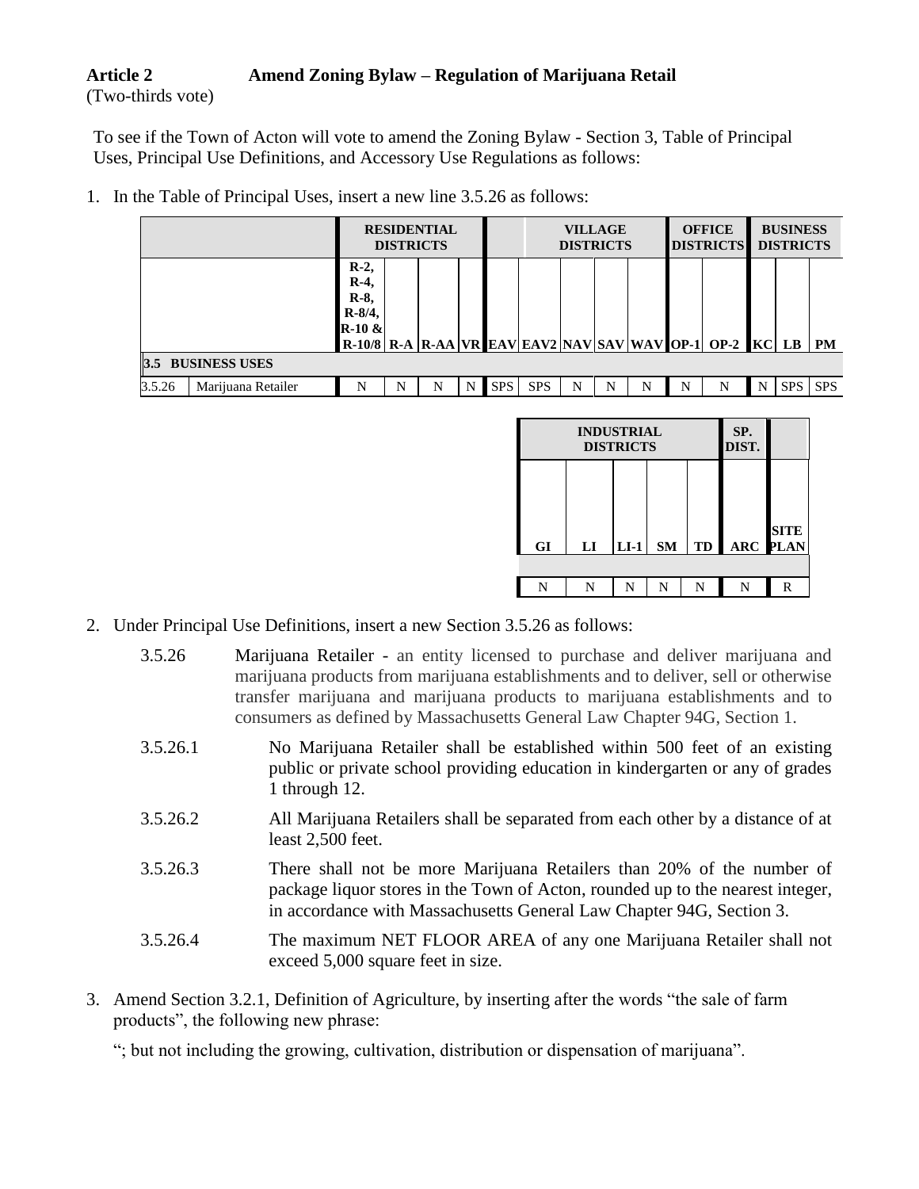**Article 2 Amend Zoning Bylaw – Regulation of Marijuana Retail**
(Two-thirds vote)

To see if the Town of Acton will vote to amend the Zoning Bylaw - Section 3, Table of Principal Uses, Principal Use Definitions, and Accessory Use Regulations as follows:

1. In the Table of Principal Uses, insert a new line 3.5.26 as follows:

| | | RESIDENTIAL DISTRICTS | | | | | VILLAGE DISTRICTS | | | | OFFICE DISTRICTS | | BUSINESS DISTRICTS | | | INDUSTRIAL DISTRICTS | | | | | SP. DIST. | |
|---|---|---|---|---|---|---|---|---|---|---|---|---|---|---|---|---|---|---|---|---|---|---|
| | | R-2, R-4, R-8, R-8/4, R-10 & R-10/8 | R-A | R-AA | VR | EAV | EAV2 | NAV | SAV | WAV | OP-1 | OP-2 | KC | LB | PM | GI | LI | LI-1 | SM | TD | ARC | SITE PLAN |
| **3.5** | **BUSINESS USES** | | | | | | | | | | | | | | | | | | | | | |
| 3.5.26 | Marijuana Retailer | N | N | N | N | SPS | SPS | N | N | N | N | N | N | SPS | SPS | N | N | N | N | N | N | R |

2. Under Principal Use Definitions, insert a new Section 3.5.26 as follows:

   3.5.26 Marijuana Retailer - an entity licensed to purchase and deliver marijuana and marijuana products from marijuana establishments and to deliver, sell or otherwise transfer marijuana and marijuana products to marijuana establishments and to consumers as defined by Massachusetts General Law Chapter 94G, Section 1.

   3.5.26.1 No Marijuana Retailer shall be established within 500 feet of an existing public or private school providing education in kindergarten or any of grades 1 through 12.

   3.5.26.2 All Marijuana Retailers shall be separated from each other by a distance of at least 2,500 feet.

   3.5.26.3 There shall not be more Marijuana Retailers than 20% of the number of package liquor stores in the Town of Acton, rounded up to the nearest integer, in accordance with Massachusetts General Law Chapter 94G, Section 3.

   3.5.26.4 The maximum NET FLOOR AREA of any one Marijuana Retailer shall not exceed 5,000 square feet in size.

3. Amend Section 3.2.1, Definition of Agriculture, by inserting after the words "the sale of farm products", the following new phrase:

   "; but not including the growing, cultivation, distribution or dispensation of marijuana".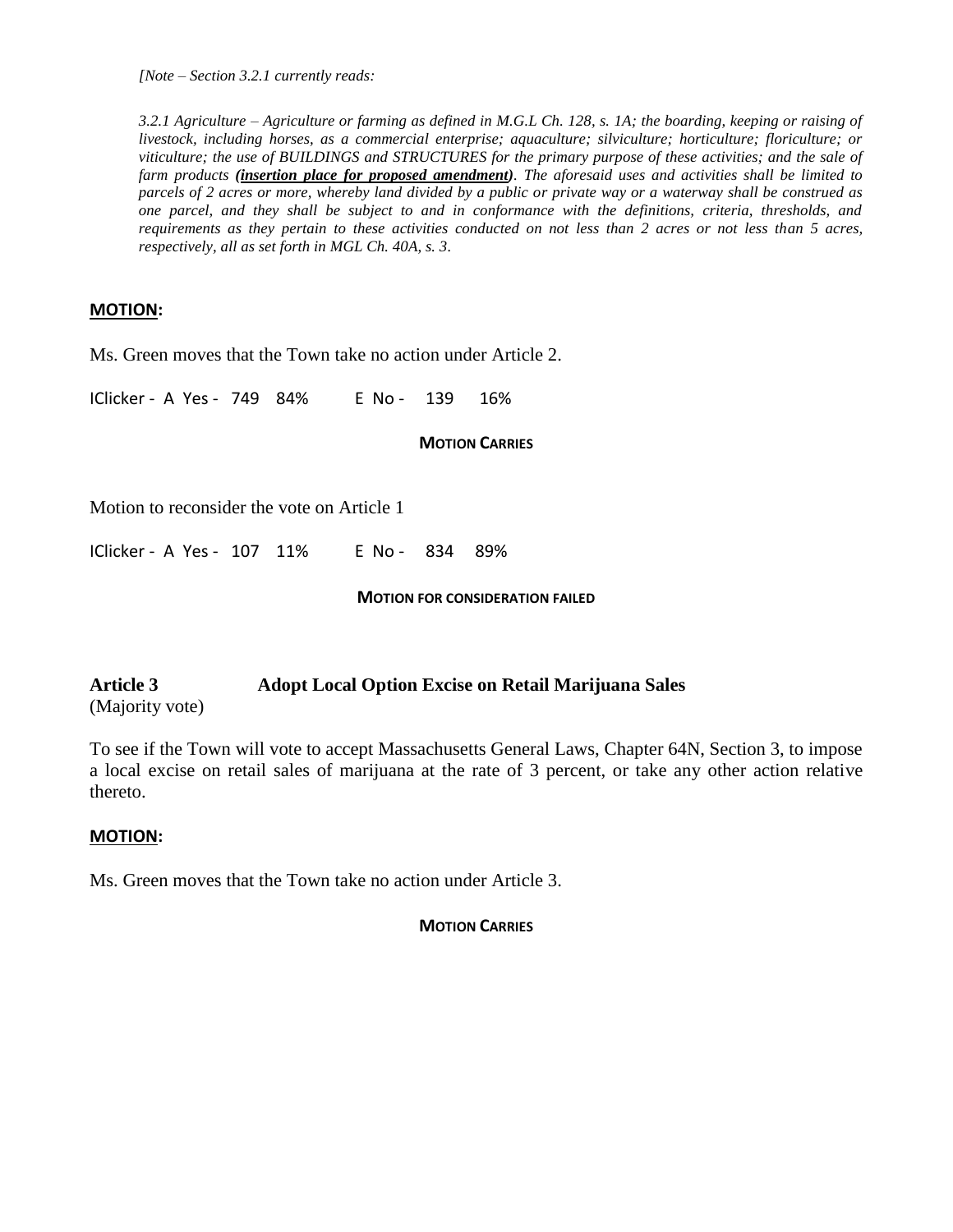*[Note – Section 3.2.1 currently reads:*

*3.2.1 Agriculture – Agriculture or farming as defined in M.G.L Ch. 128, s. 1A; the boarding, keeping or raising of livestock, including horses, as a commercial enterprise; aquaculture; silviculture; horticulture; floriculture; or viticulture; the use of BUILDINGS and STRUCTURES for the primary purpose of these activities; and the sale of farm products* ***(insertion place for proposed amendment)****. The aforesaid uses and activities shall be limited to parcels of 2 acres or more, whereby land divided by a public or private way or a waterway shall be construed as one parcel, and they shall be subject to and in conformance with the definitions, criteria, thresholds, and requirements as they pertain to these activities conducted on not less than 2 acres or not less than 5 acres, respectively, all as set forth in MGL Ch. 40A, s. 3.*

**MOTION:**

Ms. Green moves that the Town take no action under Article 2.

IClicker - A Yes - 749 84% E No - 139 16%

**MOTION CARRIES**

Motion to reconsider the vote on Article 1

IClicker - A Yes - 107 11% E No - 834 89%

**MOTION FOR CONSIDERATION FAILED**

**Article 3 Adopt Local Option Excise on Retail Marijuana Sales**
(Majority vote)

To see if the Town will vote to accept Massachusetts General Laws, Chapter 64N, Section 3, to impose a local excise on retail sales of marijuana at the rate of 3 percent, or take any other action relative thereto.

**MOTION:**

Ms. Green moves that the Town take no action under Article 3.

**MOTION CARRIES**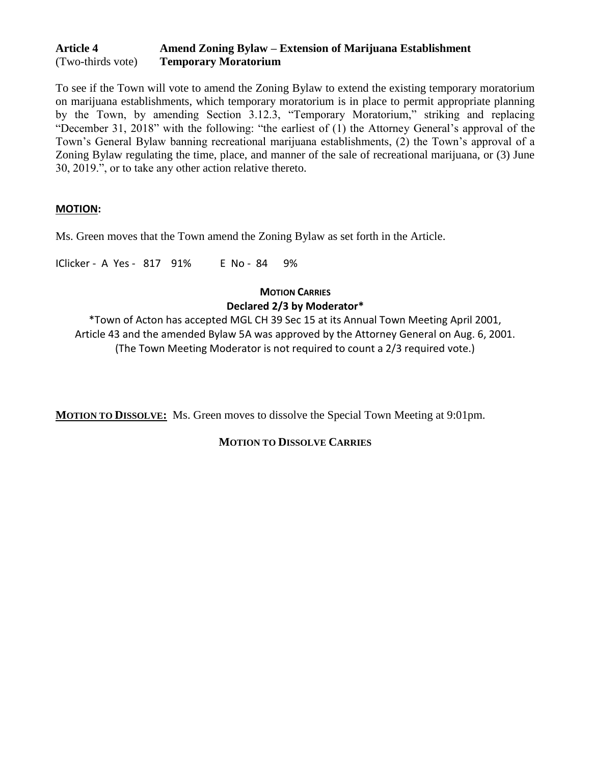**Article 4** **Amend Zoning Bylaw – Extension of Marijuana Establishment**
(Two-thirds vote) **Temporary Moratorium**

To see if the Town will vote to amend the Zoning Bylaw to extend the existing temporary moratorium on marijuana establishments, which temporary moratorium is in place to permit appropriate planning by the Town, by amending Section 3.12.3, "Temporary Moratorium," striking and replacing "December 31, 2018" with the following: "the earliest of (1) the Attorney General's approval of the Town's General Bylaw banning recreational marijuana establishments, (2) the Town's approval of a Zoning Bylaw regulating the time, place, and manner of the sale of recreational marijuana, or (3) June 30, 2019.", or to take any other action relative thereto.

**MOTION:**

Ms. Green moves that the Town amend the Zoning Bylaw as set forth in the Article.

IClicker - A Yes - 817 91% E No - 84 9%

**MOTION CARRIES**

**Declared 2/3 by Moderator***

*Town of Acton has accepted MGL CH 39 Sec 15 at its Annual Town Meeting April 2001, Article 43 and the amended Bylaw 5A was approved by the Attorney General on Aug. 6, 2001. (The Town Meeting Moderator is not required to count a 2/3 required vote.)

**MOTION TO DISSOLVE:** Ms. Green moves to dissolve the Special Town Meeting at 9:01pm.

**MOTION TO DISSOLVE CARRIES**